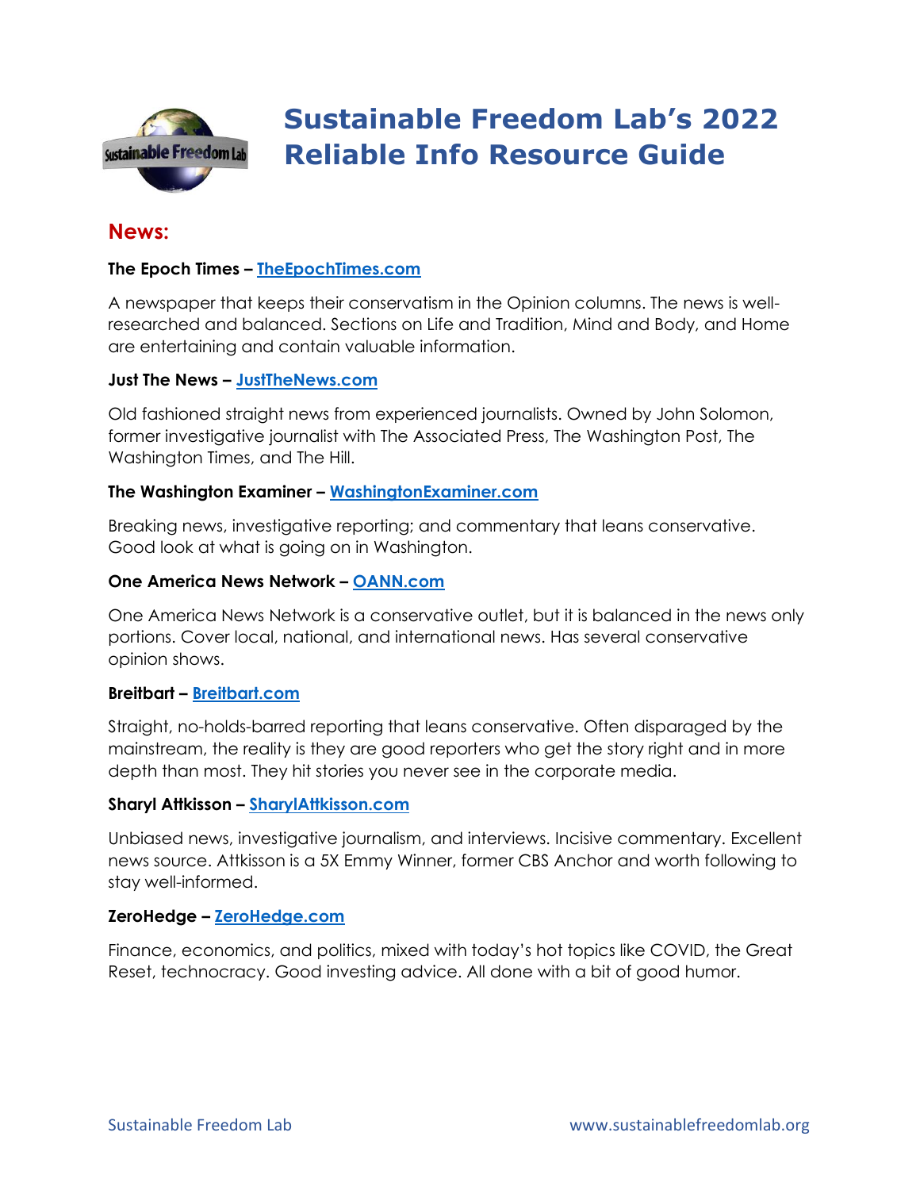# Sustainable Freedom Lab's 2022 Reliable Info Resource Guide

## News:

**The Epoch Times – [TheEpochTimes.com](TheEpochTimes.com)**

A newspaper that keeps their conservatism in the Opinion columns. The news is well-researched and balanced. Sections on Life and Tradition, Mind and Body, and Home are entertaining and contain valuable information.

**Just The News – [JustTheNews.com](JustTheNews.com)**

Old fashioned straight news from experienced journalists. Owned by John Solomon, former investigative journalist with The Associated Press, The Washington Post, The Washington Times, and The Hill.

**The Washington Examiner – [WashingtonExaminer.com](WashingtonExaminer.com)**

Breaking news, investigative reporting; and commentary that leans conservative. Good look at what is going on in Washington.

**One America News Network – [OANN.com](OANN.com)**

One America News Network is a conservative outlet, but it is balanced in the news only portions. Cover local, national, and international news. Has several conservative opinion shows.

**Breitbart – [Breitbart.com](Breitbart.com)**

Straight, no-holds-barred reporting that leans conservative. Often disparaged by the mainstream, the reality is they are good reporters who get the story right and in more depth than most. They hit stories you never see in the corporate media.

**Sharyl Attkisson – [SharylAttkisson.com](SharylAttkisson.com)**

Unbiased news, investigative journalism, and interviews. Incisive commentary. Excellent news source. Attkisson is a 5X Emmy Winner, former CBS Anchor and worth following to stay well-informed.

**ZeroHedge – [ZeroHedge.com](ZeroHedge.com)**

Finance, economics, and politics, mixed with today's hot topics like COVID, the Great Reset, technocracy. Good investing advice. All done with a bit of good humor.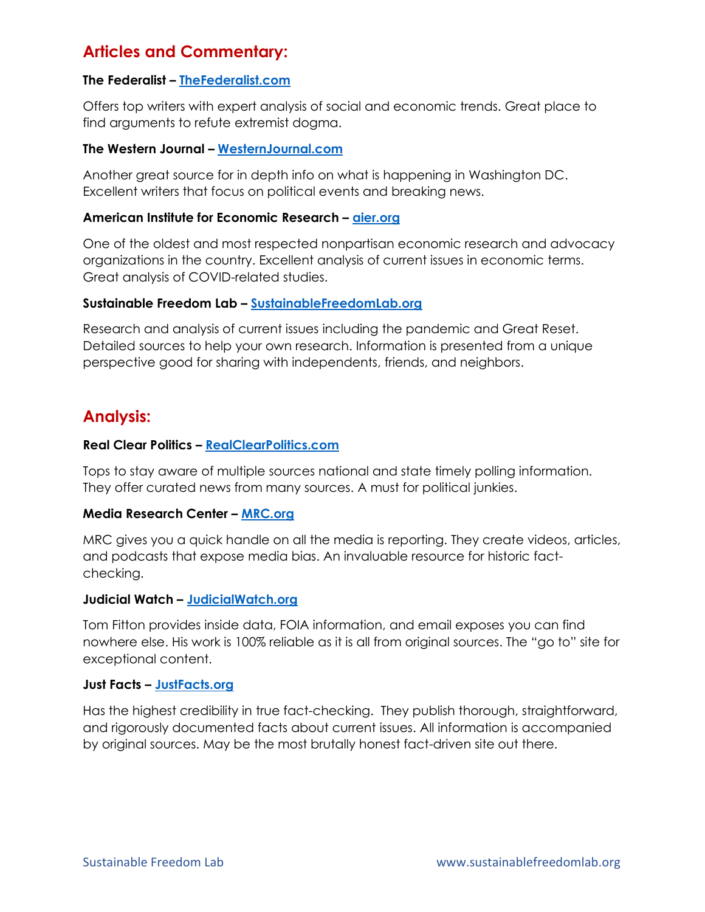## Articles and Commentary:

**The Federalist – [TheFederalist.com](TheFederalist.com)**

Offers top writers with expert analysis of social and economic trends. Great place to find arguments to refute extremist dogma.

**The Western Journal – [WesternJournal.com](WesternJournal.com)**

Another great source for in depth info on what is happening in Washington DC. Excellent writers that focus on political events and breaking news.

**American Institute for Economic Research – [aier.org](aier.org)**

One of the oldest and most respected nonpartisan economic research and advocacy organizations in the country. Excellent analysis of current issues in economic terms. Great analysis of COVID-related studies.

**Sustainable Freedom Lab – [SustainableFreedomLab.org](SustainableFreedomLab.org)**

Research and analysis of current issues including the pandemic and Great Reset. Detailed sources to help your own research. Information is presented from a unique perspective good for sharing with independents, friends, and neighbors.

## Analysis:

**Real Clear Politics – [RealClearPolitics.com](RealClearPolitics.com)**

Tops to stay aware of multiple sources national and state timely polling information. They offer curated news from many sources. A must for political junkies.

**Media Research Center – [MRC.org](MRC.org)**

MRC gives you a quick handle on all the media is reporting. They create videos, articles, and podcasts that expose media bias. An invaluable resource for historic fact-checking.

**Judicial Watch – [JudicialWatch.org](JudicialWatch.org)**

Tom Fitton provides inside data, FOIA information, and email exposes you can find nowhere else. His work is 100% reliable as it is all from original sources. The "go to" site for exceptional content.

**Just Facts – [JustFacts.org](JustFacts.org)**

Has the highest credibility in true fact-checking. They publish thorough, straightforward, and rigorously documented facts about current issues. All information is accompanied by original sources. May be the most brutally honest fact-driven site out there.